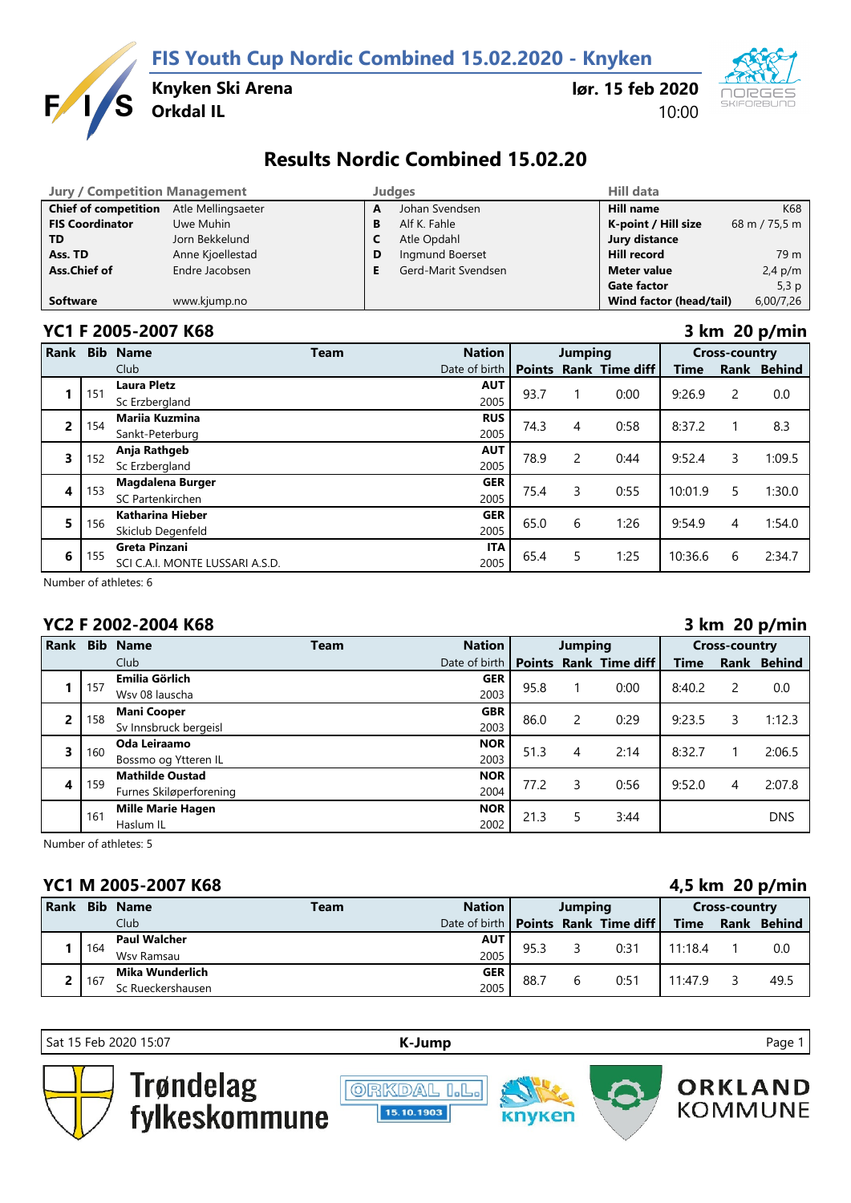# FIS Youth Cup Nordic Combined 15.02.2020 - Knyken

**Knyken Ski Arena**
**Orkdal IL**

**lør. 15 feb 2020**
10:00

## Results Nordic Combined 15.02.20

| Jury / Competition Management | | Judges | | Hill data | |
|---|---|---|---|---|---|
| **Chief of competition** | Atle Mellingsaeter | **A** | Johan Svendsen | **Hill name** | K68 |
| **FIS Coordinator** | Uwe Muhin | **B** | Alf K. Fahle | **K-point / Hill size** | 68 m / 75,5 m |
| **TD** | Jorn Bekkelund | **C** | Atle Opdahl | **Jury distance** | |
| **Ass. TD** | Anne Kjoellestad | **D** | Ingmund Boerset | **Hill record** | 79 m |
| **Ass.Chief of** | Endre Jacobsen | **E** | Gerd-Marit Svendsen | **Meter value** | 2,4 p/m |
| | | | | **Gate factor** | 5,3 p |
| **Software** | www.kjump.no | | | **Wind factor (head/tail)** | 6,00/7,26 |

### YC1 F 2005-2007 K68 — 3 km 20 p/min

| Rank | Bib | Name / Club | Team | Nation / Date of birth | Jumping Points | Jumping Rank | Jumping Time diff | Cross-country Time | Cross-country Rank | Behind |
|---|---|---|---|---|---|---|---|---|---|---|
| 1 | 151 | **Laura Pletz** / Sc Erzbergland | | AUT / 2005 | 93.7 | 1 | 0:00 | 9:26.9 | 2 | 0.0 |
| 2 | 154 | **Mariia Kuzmina** / Sankt-Peterburg | | RUS / 2005 | 74.3 | 4 | 0:58 | 8:37.2 | 1 | 8.3 |
| 3 | 152 | **Anja Rathgeb** / Sc Erzbergland | | AUT / 2005 | 78.9 | 2 | 0:44 | 9:52.4 | 3 | 1:09.5 |
| 4 | 153 | **Magdalena Burger** / SC Partenkirchen | | GER / 2005 | 75.4 | 3 | 0:55 | 10:01.9 | 5 | 1:30.0 |
| 5 | 156 | **Katharina Hieber** / Skiclub Degenfeld | | GER / 2005 | 65.0 | 6 | 1:26 | 9:54.9 | 4 | 1:54.0 |
| 6 | 155 | **Greta Pinzani** / SCI C.A.I. MONTE LUSSARI A.S.D. | | ITA / 2005 | 65.4 | 5 | 1:25 | 10:36.6 | 6 | 2:34.7 |

Number of athletes: 6

### YC2 F 2002-2004 K68 — 3 km 20 p/min

| Rank | Bib | Name / Club | Team | Nation / Date of birth | Jumping Points | Jumping Rank | Jumping Time diff | Cross-country Time | Cross-country Rank | Behind |
|---|---|---|---|---|---|---|---|---|---|---|
| 1 | 157 | **Emilia Görlich** / Wsv 08 lauscha | | GER / 2003 | 95.8 | 1 | 0:00 | 8:40.2 | 2 | 0.0 |
| 2 | 158 | **Mani Cooper** / Sv Innsbruck bergeisl | | GBR / 2003 | 86.0 | 2 | 0:29 | 9:23.5 | 3 | 1:12.3 |
| 3 | 160 | **Oda Leiraamo** / Bossmo og Ytteren IL | | NOR / 2003 | 51.3 | 4 | 2:14 | 8:32.7 | 1 | 2:06.5 |
| 4 | 159 | **Mathilde Oustad** / Furnes Skiløperforening | | NOR / 2004 | 77.2 | 3 | 0:56 | 9:52.0 | 4 | 2:07.8 |
| | 161 | **Mille Marie Hagen** / Haslum IL | | NOR / 2002 | 21.3 | 5 | 3:44 | | | DNS |

Number of athletes: 5

### YC1 M 2005-2007 K68 — 4,5 km 20 p/min

| Rank | Bib | Name / Club | Team | Nation / Date of birth | Jumping Points | Jumping Rank | Jumping Time diff | Cross-country Time | Cross-country Rank | Behind |
|---|---|---|---|---|---|---|---|---|---|---|
| 1 | 164 | **Paul Walcher** / Wsv Ramsau | | AUT / 2005 | 95.3 | 3 | 0:31 | 11:18.4 | 1 | 0.0 |
| 2 | 167 | **Mika Wunderlich** / Sc Rueckershausen | | GER / 2005 | 88.7 | 6 | 0:51 | 11:47.9 | 3 | 49.5 |

Sat 15 Feb 2020 15:07 — K-Jump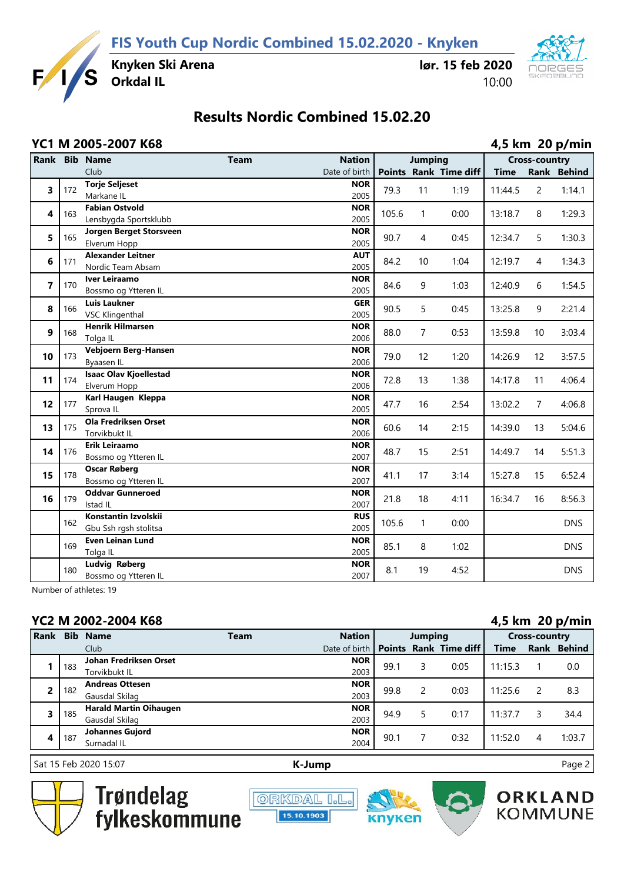# FIS Youth Cup Nordic Combined 15.02.2020 - Knyken

**Knyken Ski Arena**
**Orkdal IL**

**lør. 15 feb 2020**
10:00

## Results Nordic Combined 15.02.20

### YC1 M 2005-2007 K68

**4,5 km 20 p/min**

| Rank | Bib | Name / Club | Team | Nation / Date of birth | Jumping Points | Jumping Rank | Jumping Time diff | Cross-country Time | Cross-country Rank | Cross-country Behind |
|---|---|---|---|---|---|---|---|---|---|---|
| 3 | 172 | **Torje Seljeset** Markane IL | | **NOR** 2005 | 79.3 | 11 | 1:19 | 11:44.5 | 2 | 1:14.1 |
| 4 | 163 | **Fabian Ostvold** Lensbygda Sportsklubb | | **NOR** 2005 | 105.6 | 1 | 0:00 | 13:18.7 | 8 | 1:29.3 |
| 5 | 165 | **Jorgen Berget Storsveen** Elverum Hopp | | **NOR** 2005 | 90.7 | 4 | 0:45 | 12:34.7 | 5 | 1:30.3 |
| 6 | 171 | **Alexander Leitner** Nordic Team Absam | | **AUT** 2005 | 84.2 | 10 | 1:04 | 12:19.7 | 4 | 1:34.3 |
| 7 | 170 | **Iver Leiraamo** Bossmo og Ytteren IL | | **NOR** 2005 | 84.6 | 9 | 1:03 | 12:40.9 | 6 | 1:54.5 |
| 8 | 166 | **Luis Laukner** VSC Klingenthal | | **GER** 2005 | 90.5 | 5 | 0:45 | 13:25.8 | 9 | 2:21.4 |
| 9 | 168 | **Henrik Hilmarsen** Tolga IL | | **NOR** 2006 | 88.0 | 7 | 0:53 | 13:59.8 | 10 | 3:03.4 |
| 10 | 173 | **Vebjoern Berg-Hansen** Byaasen IL | | **NOR** 2006 | 79.0 | 12 | 1:20 | 14:26.9 | 12 | 3:57.5 |
| 11 | 174 | **Isaac Olav Kjoellestad** Elverum Hopp | | **NOR** 2006 | 72.8 | 13 | 1:38 | 14:17.8 | 11 | 4:06.4 |
| 12 | 177 | **Karl Haugen Kleppa** Sprova IL | | **NOR** 2005 | 47.7 | 16 | 2:54 | 13:02.2 | 7 | 4:06.8 |
| 13 | 175 | **Ola Fredriksen Orset** Torvikbukt IL | | **NOR** 2006 | 60.6 | 14 | 2:15 | 14:39.0 | 13 | 5:04.6 |
| 14 | 176 | **Erik Leiraamo** Bossmo og Ytteren IL | | **NOR** 2007 | 48.7 | 15 | 2:51 | 14:49.7 | 14 | 5:51.3 |
| 15 | 178 | **Oscar Røberg** Bossmo og Ytteren IL | | **NOR** 2007 | 41.1 | 17 | 3:14 | 15:27.8 | 15 | 6:52.4 |
| 16 | 179 | **Oddvar Gunneroed** Istad IL | | **NOR** 2007 | 21.8 | 18 | 4:11 | 16:34.7 | 16 | 8:56.3 |
| | 162 | **Konstantin Izvolskii** Gbu Ssh rgsh stolitsa | | **RUS** 2005 | 105.6 | 1 | 0:00 | | | DNS |
| | 169 | **Even Leinan Lund** Tolga IL | | **NOR** 2005 | 85.1 | 8 | 1:02 | | | DNS |
| | 180 | **Ludvig Røberg** Bossmo og Ytteren IL | | **NOR** 2007 | 8.1 | 19 | 4:52 | | | DNS |

Number of athletes: 19

### YC2 M 2002-2004 K68

**4,5 km 20 p/min**

| Rank | Bib | Name / Club | Team | Nation / Date of birth | Jumping Points | Jumping Rank | Jumping Time diff | Cross-country Time | Cross-country Rank | Cross-country Behind |
|---|---|---|---|---|---|---|---|---|---|---|
| 1 | 183 | **Johan Fredriksen Orset** Torvikbukt IL | | **NOR** 2003 | 99.1 | 3 | 0:05 | 11:15.3 | 1 | 0.0 |
| 2 | 182 | **Andreas Ottesen** Gausdal Skilag | | **NOR** 2003 | 99.8 | 2 | 0:03 | 11:25.6 | 2 | 8.3 |
| 3 | 185 | **Harald Martin Oihaugen** Gausdal Skilag | | **NOR** 2003 | 94.9 | 5 | 0:17 | 11:37.7 | 3 | 34.4 |
| 4 | 187 | **Johannes Gujord** Surnadal IL | | **NOR** 2004 | 90.1 | 7 | 0:32 | 11:52.0 | 4 | 1:03.7 |

Sat 15 Feb 2020 15:07 — **K-Jump**

Trøndelag fylkeskommune — ORKDAL I.L. 15.10.1903 — knyken — ORKLAND KOMMUNE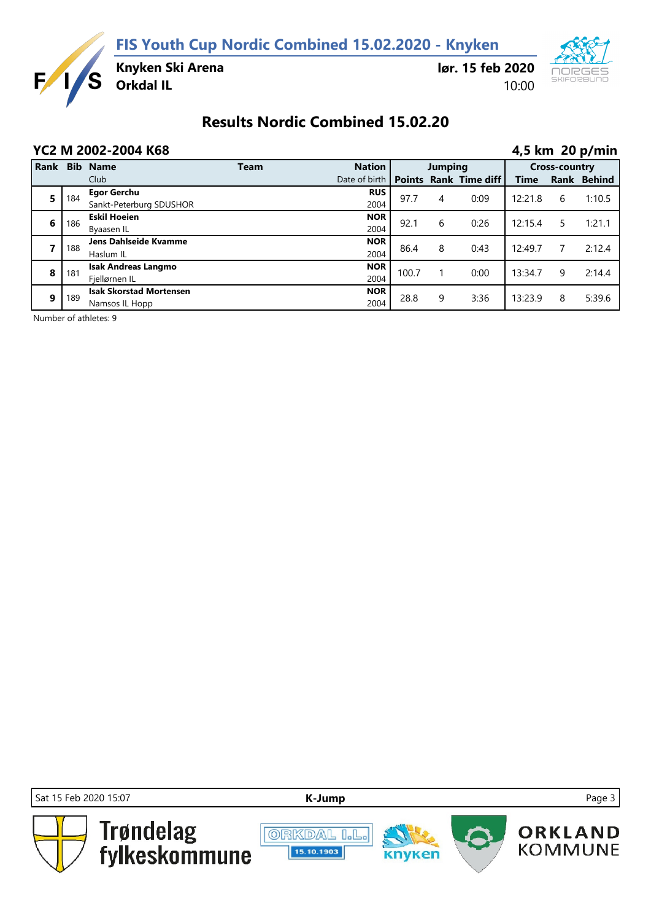# FIS Youth Cup Nordic Combined 15.02.2020 - Knyken

**Knyken Ski Arena**
**Orkdal IL**

**lør. 15 feb 2020**
10:00

## Results Nordic Combined 15.02.20

### YC2 M 2002-2004 K68

**4,5 km 20 p/min**

| Rank | Bib | Name / Club | Team | Nation / Date of birth | Jumping Points | Jumping Rank | Jumping Time diff | Cross-country Time | Cross-country Rank | Cross-country Behind |
|---|---|---|---|---|---|---|---|---|---|---|
| 5 | 184 | **Egor Gerchu** Sankt-Peterburg SDUSHOR | | **RUS** 2004 | 97.7 | 4 | 0:09 | 12:21.8 | 6 | 1:10.5 |
| 6 | 186 | **Eskil Hoeien** Byaasen IL | | **NOR** 2004 | 92.1 | 6 | 0:26 | 12:15.4 | 5 | 1:21.1 |
| 7 | 188 | **Jens Dahlseide Kvamme** Haslum IL | | **NOR** 2004 | 86.4 | 8 | 0:43 | 12:49.7 | 7 | 2:12.4 |
| 8 | 181 | **Isak Andreas Langmo** Fjellørnen IL | | **NOR** 2004 | 100.7 | 1 | 0:00 | 13:34.7 | 9 | 2:14.4 |
| 9 | 189 | **Isak Skorstad Mortensen** Namsos IL Hopp | | **NOR** 2004 | 28.8 | 9 | 3:36 | 13:23.9 | 8 | 5:39.6 |

Number of athletes: 9

Sat 15 Feb 2020 15:07 **K-Jump**